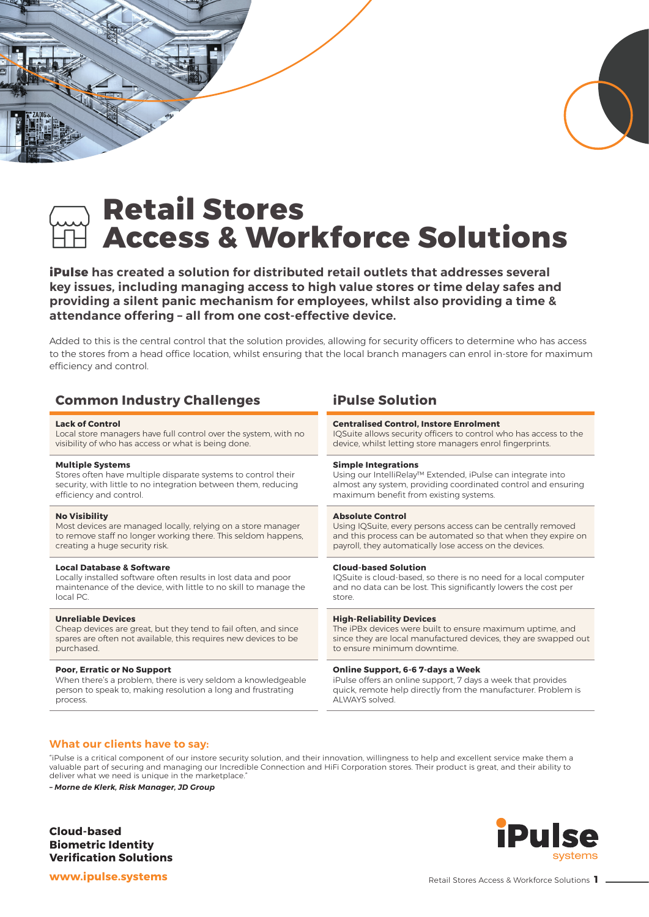# Retail Stores Access & Workforce Solutions

**iPulse has created a solution for distributed retail outlets that addresses several key issues, including managing access to high value stores or time delay safes and providing a silent panic mechanism for employees, whilst also providing a time & attendance offering – all from one cost-effective device.**

Added to this is the central control that the solution provides, allowing for security officers to determine who has access to the stores from a head office location, whilst ensuring that the local branch managers can enrol in-store for maximum efficiency and control.

| Common Industry Challenges | iPulse Solution |
| --- | --- |
| **Lack of Control**<br>Local store managers have full control over the system, with no visibility of who has access or what is being done. | **Centralised Control, Instore Enrolment**<br>IQSuite allows security officers to control who has access to the device, whilst letting store managers enrol fingerprints. |
| **Multiple Systems**<br>Stores often have multiple disparate systems to control their security, with little to no integration between them, reducing efficiency and control. | **Simple Integrations**<br>Using our IntelliRelay™ Extended, iPulse can integrate into almost any system, providing coordinated control and ensuring maximum benefit from existing systems. |
| **No Visibility**<br>Most devices are managed locally, relying on a store manager to remove staff no longer working there. This seldom happens, creating a huge security risk. | **Absolute Control**<br>Using IQSuite, every persons access can be centrally removed and this process can be automated so that when they expire on payroll, they automatically lose access on the devices. |
| **Local Database & Software**<br>Locally installed software often results in lost data and poor maintenance of the device, with little to no skill to manage the local PC. | **Cloud-based Solution**<br>IQSuite is cloud-based, so there is no need for a local computer and no data can be lost. This significantly lowers the cost per store. |
| **Unreliable Devices**<br>Cheap devices are great, but they tend to fail often, and since spares are often not available, this requires new devices to be purchased. | **High-Reliability Devices**<br>The iPBx devices were built to ensure maximum uptime, and since they are local manufactured devices, they are swapped out to ensure minimum downtime. |
| **Poor, Erratic or No Support**<br>When there's a problem, there is very seldom a knowledgeable person to speak to, making resolution a long and frustrating process. | **Online Support, 6-6 7-days a Week**<br>iPulse offers an online support, 7 days a week that provides quick, remote help directly from the manufacturer. Problem is ALWAYS solved. |

### What our clients have to say:

"iPulse is a critical component of our instore security solution, and their innovation, willingness to help and excellent service make them a valuable part of securing and managing our Incredible Connection and HiFi Corporation stores. Their product is great, and their ability to deliver what we need is unique in the marketplace."

***– Morne de Klerk, Risk Manager, JD Group***

**Cloud-based Biometric Identity Verification Solutions**

**www.ipulse.systems**

iPulse systems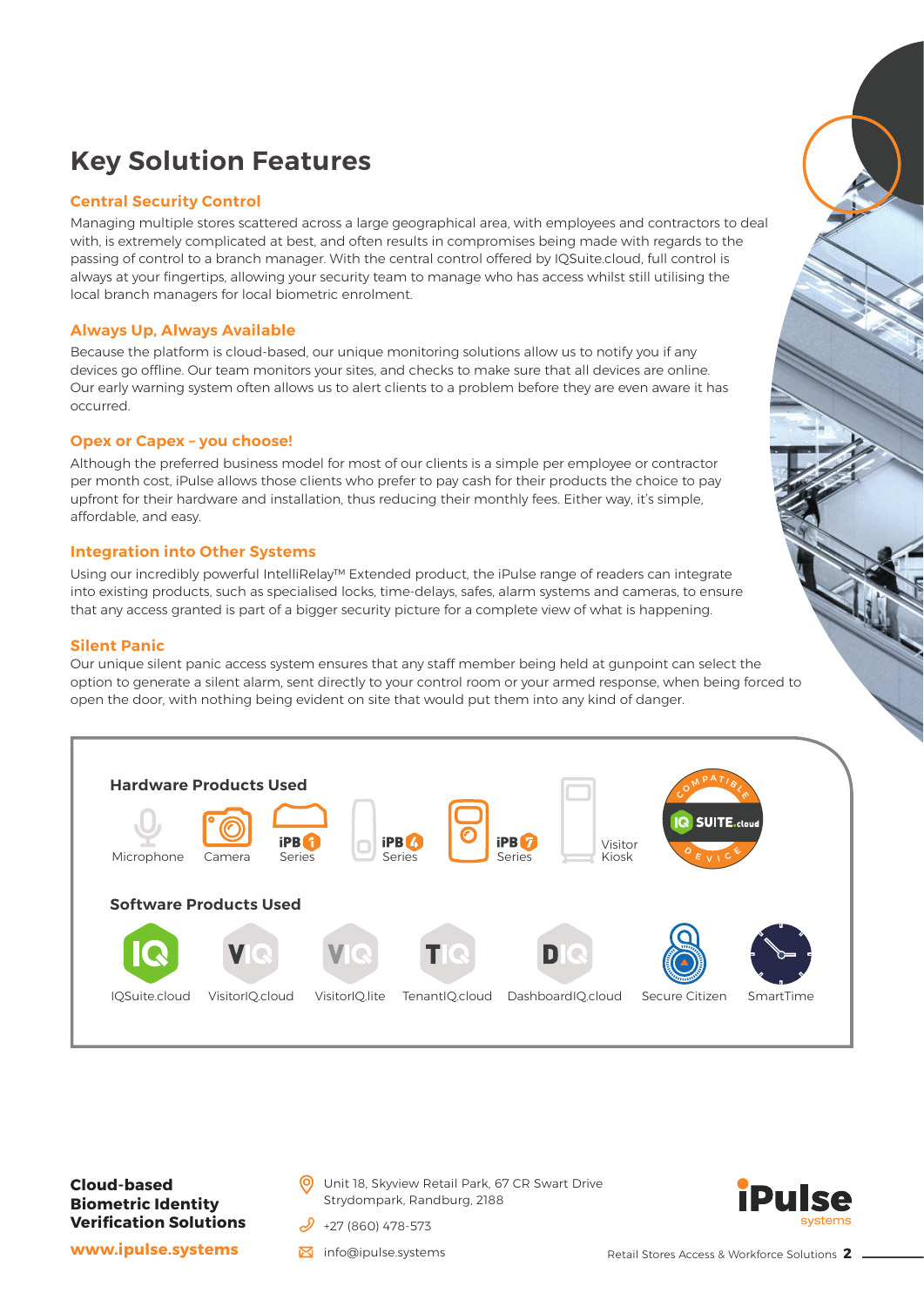# Key Solution Features

### Central Security Control

Managing multiple stores scattered across a large geographical area, with employees and contractors to deal with, is extremely complicated at best, and often results in compromises being made with regards to the passing of control to a branch manager. With the central control offered by IQSuite.cloud, full control is always at your fingertips, allowing your security team to manage who has access whilst still utilising the local branch managers for local biometric enrolment.

### Always Up, Always Available

Because the platform is cloud-based, our unique monitoring solutions allow us to notify you if any devices go offline. Our team monitors your sites, and checks to make sure that all devices are online. Our early warning system often allows us to alert clients to a problem before they are even aware it has occurred.

### Opex or Capex – you choose!

Although the preferred business model for most of our clients is a simple per employee or contractor per month cost, iPulse allows those clients who prefer to pay cash for their products the choice to pay upfront for their hardware and installation, thus reducing their monthly fees. Either way, it's simple, affordable, and easy.

### Integration into Other Systems

Using our incredibly powerful IntelliRelay™ Extended product, the iPulse range of readers can integrate into existing products, such as specialised locks, time-delays, safes, alarm systems and cameras, to ensure that any access granted is part of a bigger security picture for a complete view of what is happening.

### Silent Panic

Our unique silent panic access system ensures that any staff member being held at gunpoint can select the option to generate a silent alarm, sent directly to your control room or your armed response, when being forced to open the door, with nothing being evident on site that would put them into any kind of danger.

**Hardware Products Used**

Microphone
Camera
iPB 1 Series
iPB 4 Series
iPB 7 Series
Visitor Kiosk
IQ SUITE.cloud Compatible Device

**Software Products Used**

IQSuite.cloud
VisitorIQ.cloud
VisitorIQ.lite
TenantIQ.cloud
DashboardIQ.cloud
Secure Citizen
SmartTime

**Cloud-based Biometric Identity Verification Solutions**

**www.ipulse.systems**

Unit 18, Skyview Retail Park, 67 CR Swart Drive Strydompark, Randburg, 2188

+27 (860) 478-573

info@ipulse.systems

iPulse systems

Retail Stores Access & Workforce Solutions